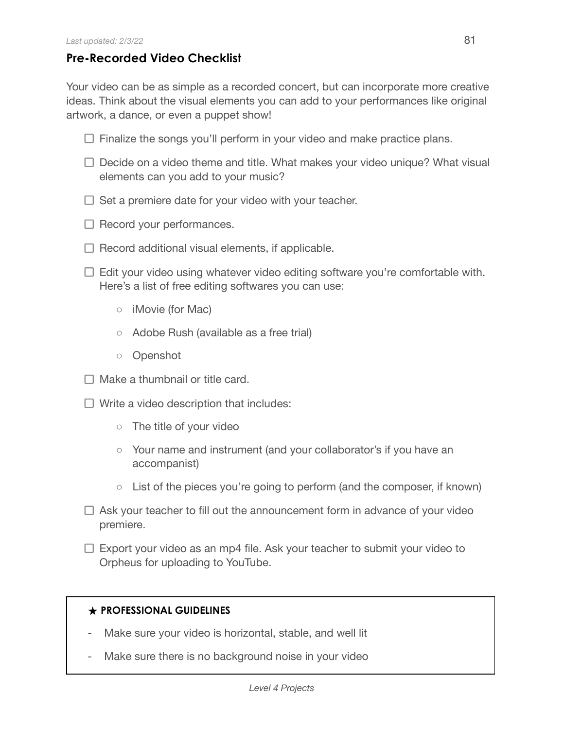## Pre-Recorded Video Checklist

Your video can be as simple as a recorded concert, but can incorporate more creative ideas. Think about the visual elements you can add to your performances like original artwork, a dance, or even a puppet show!

- ☐ Finalize the songs you'll perform in your video and make practice plans.
- ☐ Decide on a video theme and title. What makes your video unique? What visual elements can you add to your music?
- ☐ Set a premiere date for your video with your teacher.
- ☐ Record your performances.
- ☐ Record additional visual elements, if applicable.
- ☐ Edit your video using whatever video editing software you're comfortable with. Here's a list of free editing softwares you can use:
  - iMovie (for Mac)
  - Adobe Rush (available as a free trial)
  - Openshot
- ☐ Make a thumbnail or title card.
- ☐ Write a video description that includes:
  - The title of your video
  - Your name and instrument (and your collaborator's if you have an accompanist)
  - List of the pieces you're going to perform (and the composer, if known)
- ☐ Ask your teacher to fill out the announcement form in advance of your video premiere.
- ☐ Export your video as an mp4 file. Ask your teacher to submit your video to Orpheus for uploading to YouTube.

> ★ **PROFESSIONAL GUIDELINES**
>
> - Make sure your video is horizontal, stable, and well lit
> - Make sure there is no background noise in your video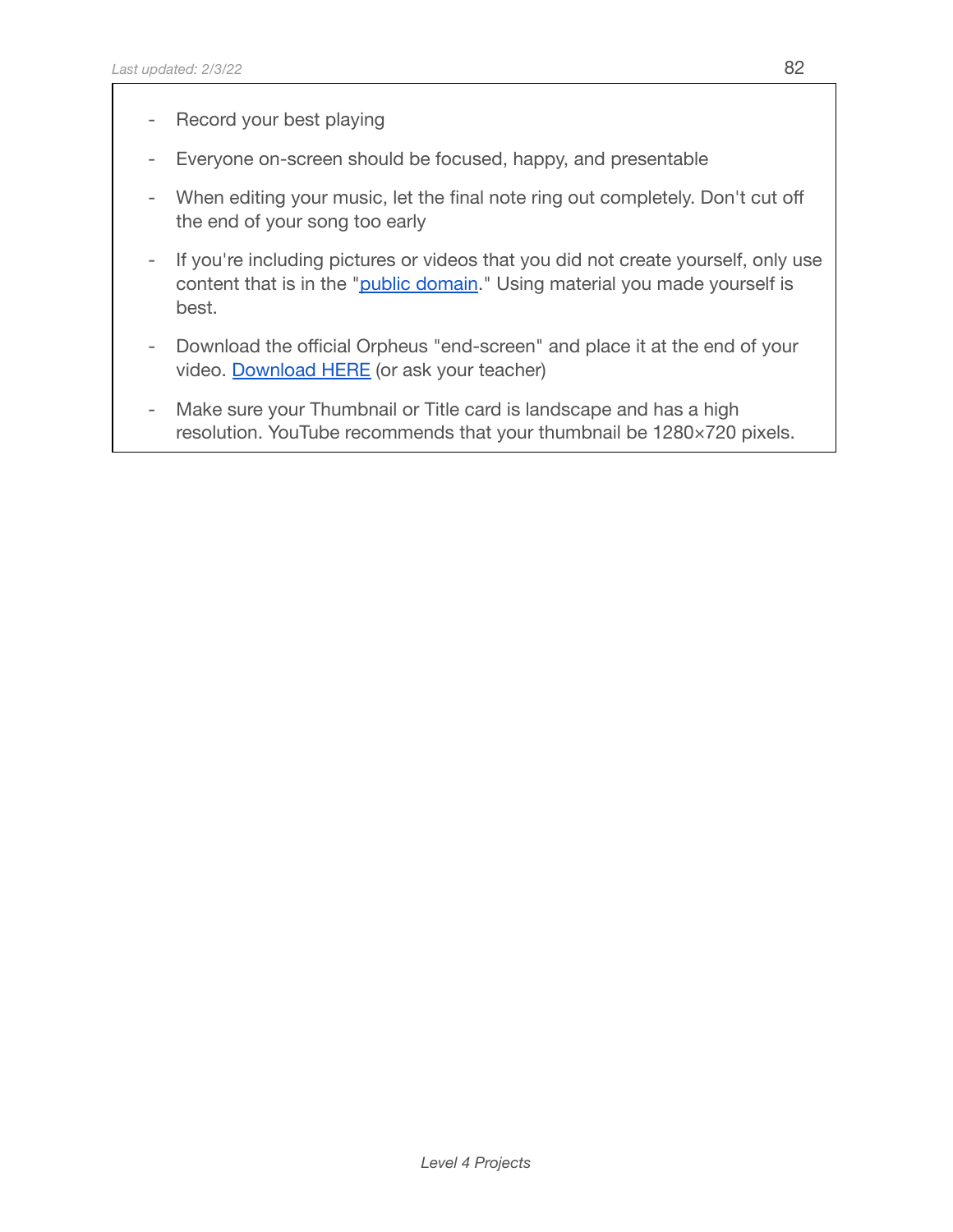- Record your best playing
- Everyone on-screen should be focused, happy, and presentable
- When editing your music, let the final note ring out completely. Don't cut off the end of your song too early
- If you're including pictures or videos that you did not create yourself, only use content that is in the "public domain." Using material you made yourself is best.
- Download the official Orpheus "end-screen" and place it at the end of your video. Download HERE (or ask your teacher)
- Make sure your Thumbnail or Title card is landscape and has a high resolution. YouTube recommends that your thumbnail be 1280×720 pixels.